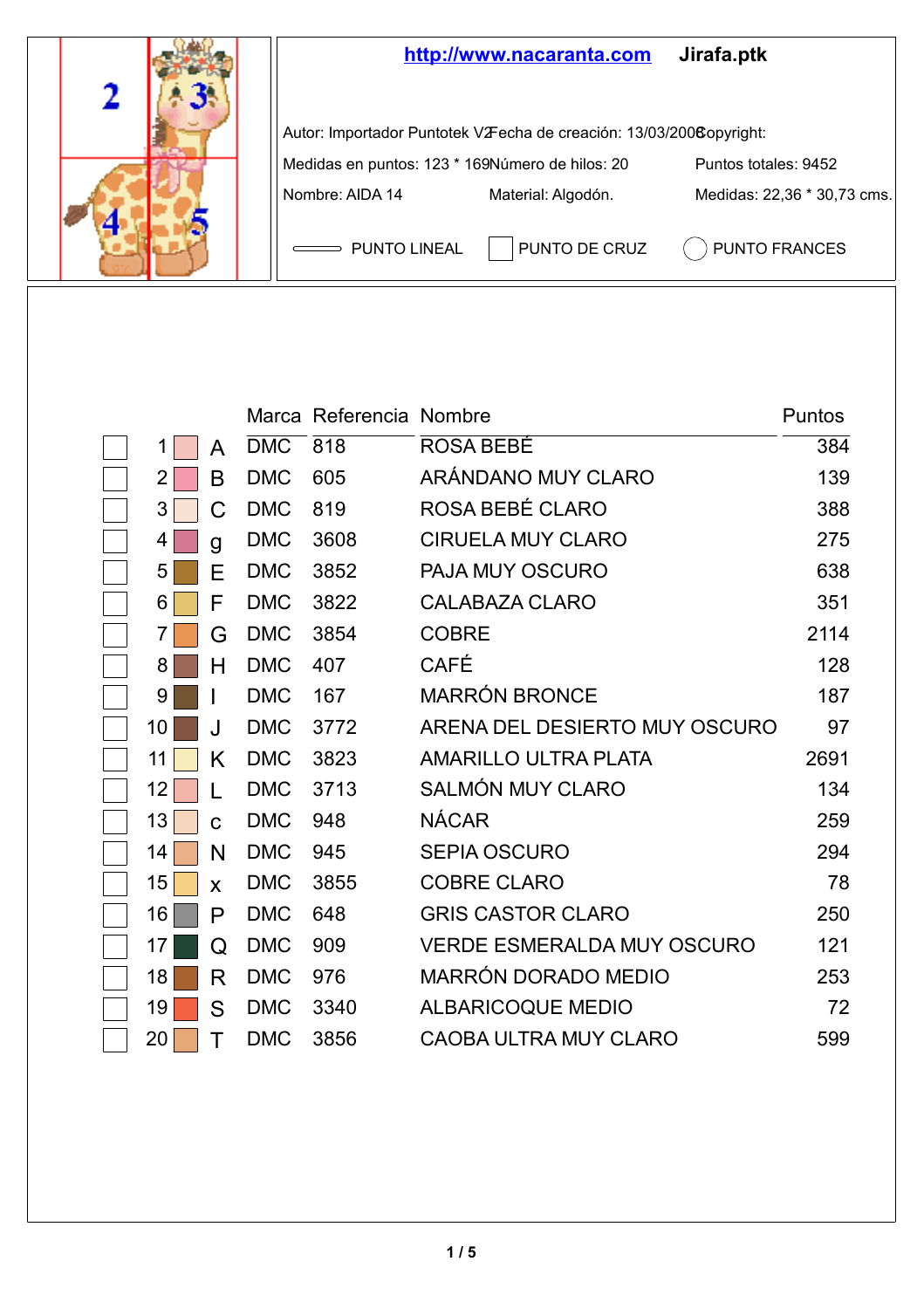**http://www.nacaranta.com** **Jirafa.ptk**

Autor: Importador Puntotek V2 Fecha de creación: 13/03/2008 Copyright:

Medidas en puntos: 123 * 169 Número de hilos: 20 Puntos totales: 9452

Nombre: AIDA 14 Material: Algodón. Medidas: 22,36 * 30,73 cms.

PUNTO LINEAL | PUNTO DE CRUZ | PUNTO FRANCES

| | | Símbolo | Marca | Referencia | Nombre | Puntos |
|---|---|---|---|---|---|---|
| ☐ | 1 | A | DMC | 818 | ROSA BEBÉ | 384 |
| ☐ | 2 | B | DMC | 605 | ARÁNDANO MUY CLARO | 139 |
| ☐ | 3 | C | DMC | 819 | ROSA BEBÉ CLARO | 388 |
| ☐ | 4 | g | DMC | 3608 | CIRUELA MUY CLARO | 275 |
| ☐ | 5 | E | DMC | 3852 | PAJA MUY OSCURO | 638 |
| ☐ | 6 | F | DMC | 3822 | CALABAZA CLARO | 351 |
| ☐ | 7 | G | DMC | 3854 | COBRE | 2114 |
| ☐ | 8 | H | DMC | 407 | CAFÉ | 128 |
| ☐ | 9 | I | DMC | 167 | MARRÓN BRONCE | 187 |
| ☐ | 10 | J | DMC | 3772 | ARENA DEL DESIERTO MUY OSCURO | 97 |
| ☐ | 11 | K | DMC | 3823 | AMARILLO ULTRA PLATA | 2691 |
| ☐ | 12 | L | DMC | 3713 | SALMÓN MUY CLARO | 134 |
| ☐ | 13 | c | DMC | 948 | NÁCAR | 259 |
| ☐ | 14 | N | DMC | 945 | SEPIA OSCURO | 294 |
| ☐ | 15 | x | DMC | 3855 | COBRE CLARO | 78 |
| ☐ | 16 | P | DMC | 648 | GRIS CASTOR CLARO | 250 |
| ☐ | 17 | Q | DMC | 909 | VERDE ESMERALDA MUY OSCURO | 121 |
| ☐ | 18 | R | DMC | 976 | MARRÓN DORADO MEDIO | 253 |
| ☐ | 19 | S | DMC | 3340 | ALBARICOQUE MEDIO | 72 |
| ☐ | 20 | T | DMC | 3856 | CAOBA ULTRA MUY CLARO | 599 |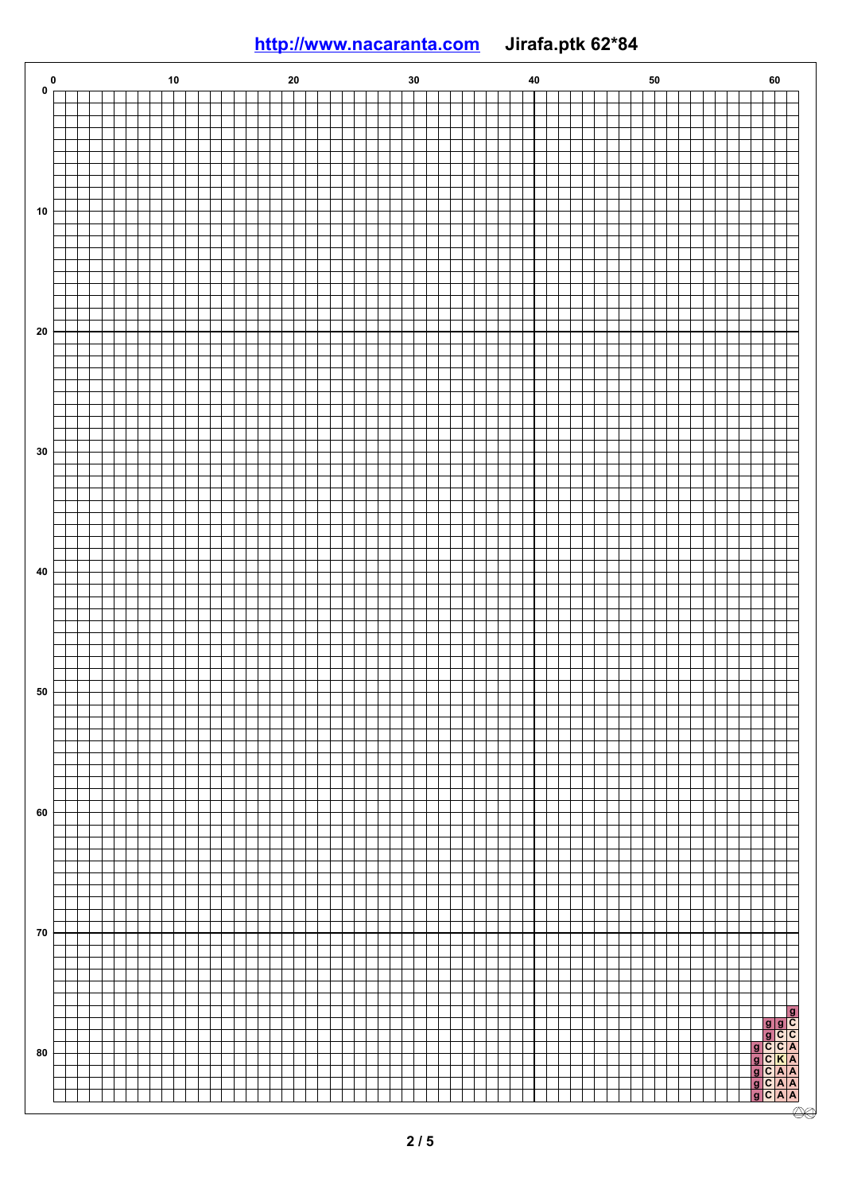http://www.nacaranta.com Jirafa.ptk 62*84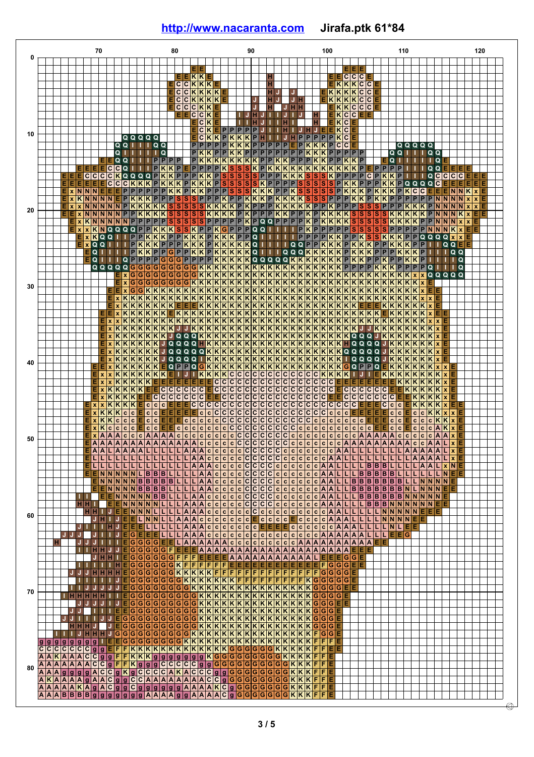http://www.nacaranta.com Jirafa.ptk 61*84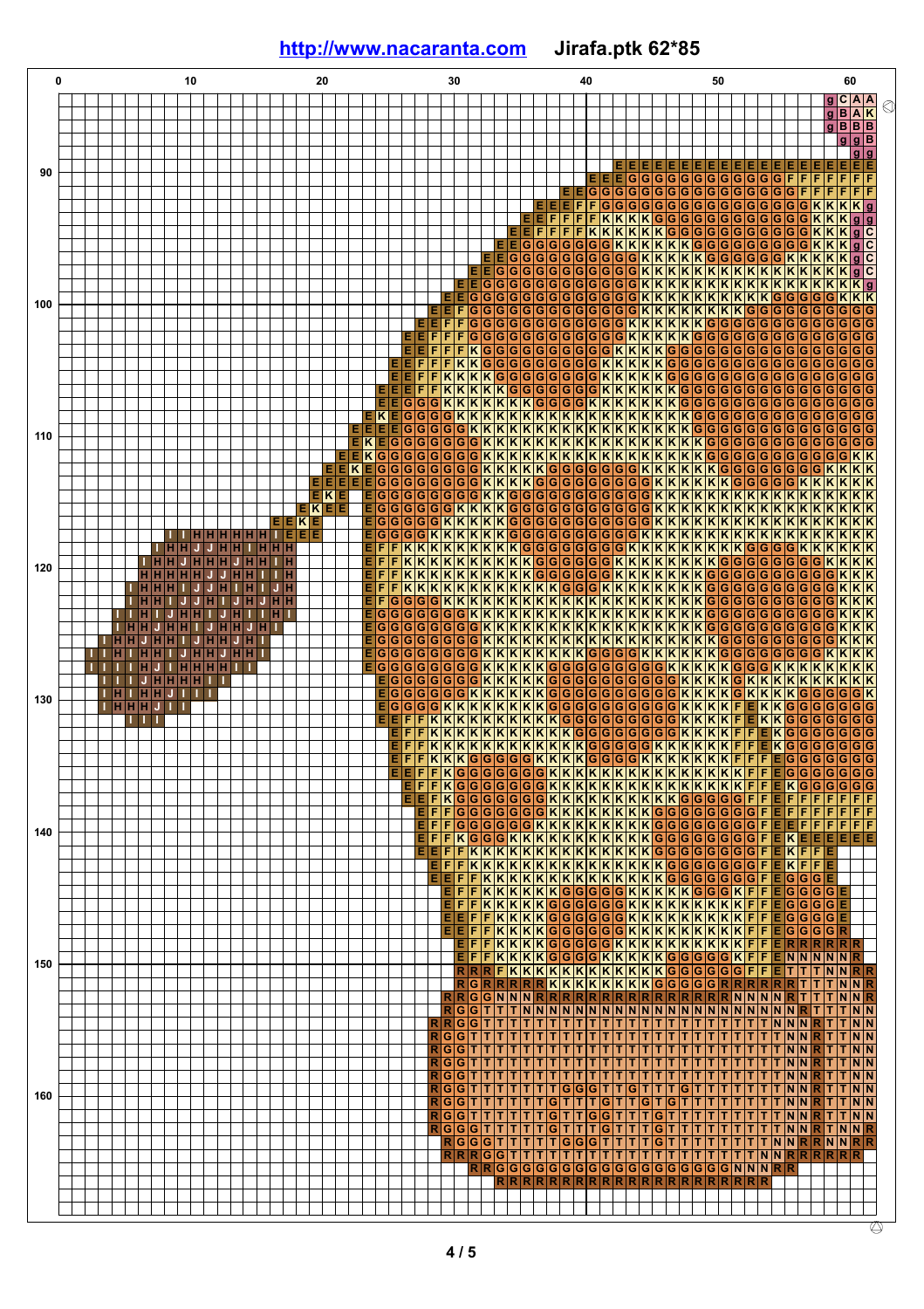**http://www.nacaranta.com** **Jirafa.ptk 62*85**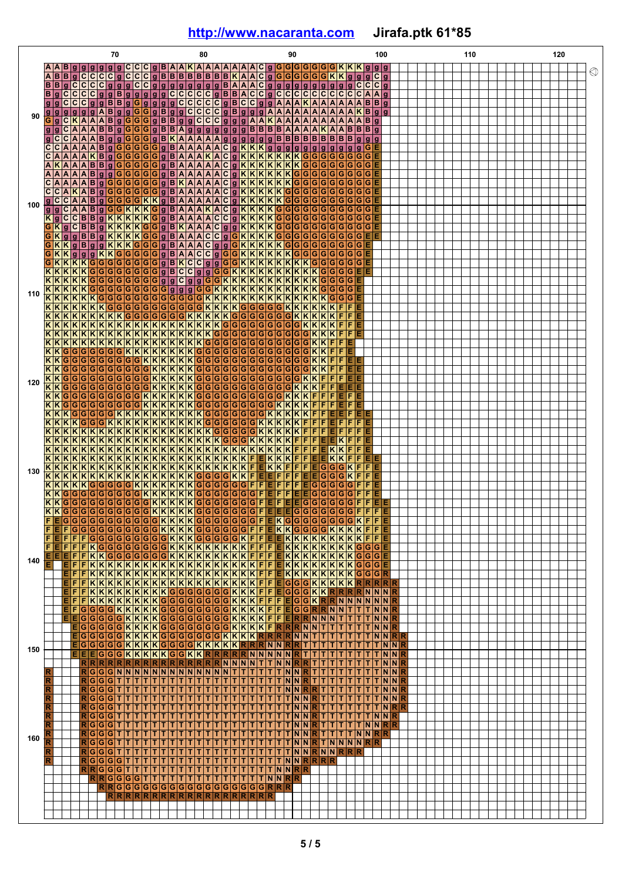**http://www.nacaranta.com** **Jirafa.ptk 61*85**